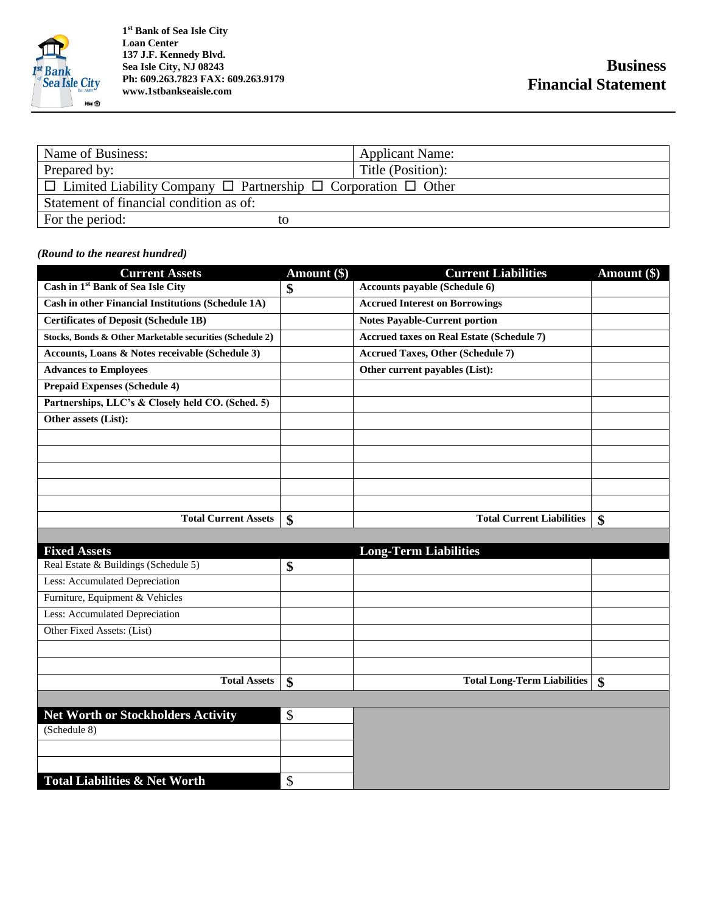**1[st] Bank of Sea Isle City**
**Loan Center**
**137 J.F. Kennedy Blvd.**
**Sea Isle City, NJ 08243**
**Ph: 609.263.7823 FAX: 609.263.9179**
**www.1stbankseaisle.com**

# Business Financial Statement

| Name of Business: | Applicant Name: |
|---|---|
| Prepared by: | Title (Position): |
| ☐ Limited Liability Company ☐ Partnership ☐ Corporation ☐ Other | |
| Statement of financial condition as of: | |
| For the period: to | |

***(Round to the nearest hundred)***

| Current Assets | Amount ($) | Current Liabilities | Amount ($) |
|---|---|---|---|
| **Cash in 1[st] Bank of Sea Isle City** | **$** | **Accounts payable (Schedule 6)** | |
| **Cash in other Financial Institutions (Schedule 1A)** | | **Accrued Interest on Borrowings** | |
| **Certificates of Deposit (Schedule 1B)** | | **Notes Payable-Current portion** | |
| **Stocks, Bonds & Other Marketable securities (Schedule 2)** | | **Accrued taxes on Real Estate (Schedule 7)** | |
| **Accounts, Loans & Notes receivable (Schedule 3)** | | **Accrued Taxes, Other (Schedule 7)** | |
| **Advances to Employees** | | **Other current payables (List):** | |
| **Prepaid Expenses (Schedule 4)** | | | |
| **Partnerships, LLC's & Closely held CO. (Sched. 5)** | | | |
| **Other assets (List):** | | | |
| | | | |
| | | | |
| | | | |
| | | | |
| | | | |
| **Total Current Assets** | **$** | **Total Current Liabilities** | **$** |
| | | | |
| **Fixed Assets** | | **Long-Term Liabilities** | |
| Real Estate & Buildings (Schedule 5) | **$** | | |
| Less: Accumulated Depreciation | | | |
| Furniture, Equipment & Vehicles | | | |
| Less: Accumulated Depreciation | | | |
| Other Fixed Assets: (List) | | | |
| | | | |
| | | | |
| **Total Assets** | **$** | **Total Long-Term Liabilities** | **$** |
| | | | |
| **Net Worth or Stockholders Activity** | $ | | |
| (Schedule 8) | | | |
| | | | |
| | | | |
| **Total Liabilities & Net Worth** | $ | | |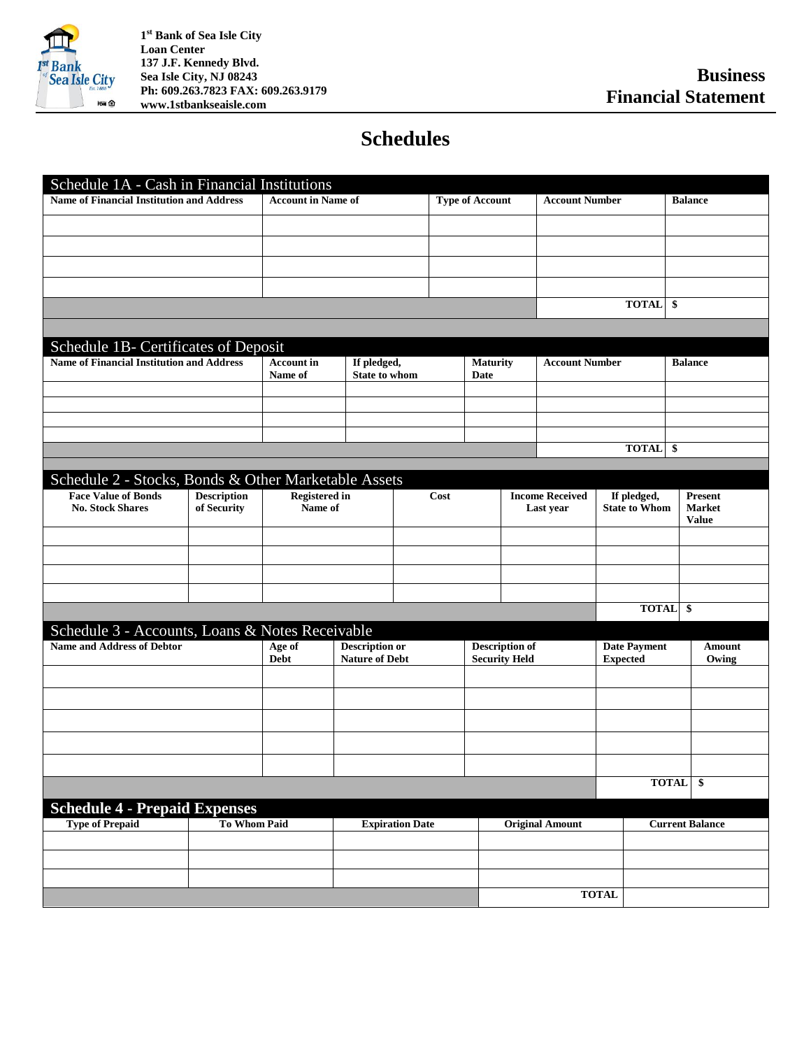1st Bank of Sea Isle City
Loan Center
137 J.F. Kennedy Blvd.
Sea Isle City, NJ 08243
Ph: 609.263.7823 FAX: 609.263.9179
www.1stbankseaisle.com

**Business Financial Statement**

# Schedules

## Schedule 1A - Cash in Financial Institutions

| Name of Financial Institution and Address | Account in Name of | Type of Account | Account Number | Balance |
|---|---|---|---|---|
| | | | | |
| | | | | |
| | | | | |
| | | | | |
| | | | **TOTAL** | $ |

## Schedule 1B- Certificates of Deposit

| Name of Financial Institution and Address | Account in Name of | If pledged, State to whom | Maturity Date | Account Number | Balance |
|---|---|---|---|---|---|
| | | | | | |
| | | | | | |
| | | | | | |
| | | | | | |
| | | | | **TOTAL** | $ |

## Schedule 2 - Stocks, Bonds & Other Marketable Assets

| Face Value of Bonds No. Stock Shares | Description of Security | Registered in Name of | Cost | Income Received Last year | If pledged, State to Whom | Present Market Value |
|---|---|---|---|---|---|---|
| | | | | | | |
| | | | | | | |
| | | | | | | |
| | | | | | | |
| | | | | | **TOTAL** | $ |

## Schedule 3 - Accounts, Loans & Notes Receivable

| Name and Address of Debtor | Age of Debt | Description or Nature of Debt | Description of Security Held | Date Payment Expected | Amount Owing |
|---|---|---|---|---|---|
| | | | | | |
| | | | | | |
| | | | | | |
| | | | | | |
| | | | | | |
| | | | | **TOTAL** | $ |

## Schedule 4 - Prepaid Expenses

| Type of Prepaid | To Whom Paid | Expiration Date | Original Amount | Current Balance |
|---|---|---|---|---|
| | | | | |
| | | | | |
| | | | | |
| | | | **TOTAL** | |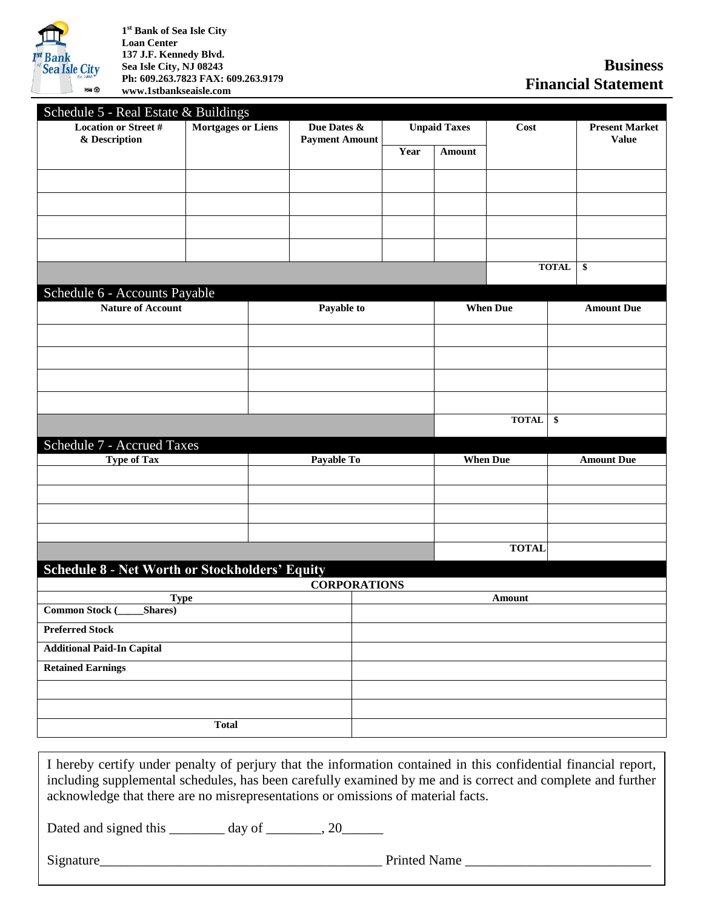1st Bank of Sea Isle City
Loan Center
137 J.F. Kennedy Blvd.
Sea Isle City, NJ 08243
Ph: 609.263.7823 FAX: 609.263.9179
www.1stbankseaisle.com

# Business Financial Statement

## Schedule 5 - Real Estate & Buildings

| Location or Street # & Description | Mortgages or Liens | Due Dates & Payment Amount | Unpaid Taxes | | Cost | Present Market Value |
|---|---|---|---|---|---|---|
| | | | Year | Amount | | |
| | | | | | | |
| | | | | | | |
| | | | | | | |
| | | | | | | |
| | | | | | TOTAL | $ |

## Schedule 6 - Accounts Payable

| Nature of Account | Payable to | When Due | Amount Due |
|---|---|---|---|
| | | | |
| | | | |
| | | | |
| | | | |
| | | TOTAL | $ |

## Schedule 7 - Accrued Taxes

| Type of Tax | Payable To | When Due | Amount Due |
|---|---|---|---|
| | | | |
| | | | |
| | | | |
| | | | |
| | | TOTAL | |

## Schedule 8 - Net Worth or Stockholders' Equity

**CORPORATIONS**

| Type | Amount |
|---|---|
| Common Stock (_____Shares) | |
| Preferred Stock | |
| Additional Paid-In Capital | |
| Retained Earnings | |
| | |
| | |
| Total | |

I hereby certify under penalty of perjury that the information contained in this confidential financial report, including supplemental schedules, has been carefully examined by me and is correct and complete and further acknowledge that there are no misrepresentations or omissions of material facts.

Dated and signed this ________ day of ________, 20______

Signature_________________________________________ Printed Name ___________________________